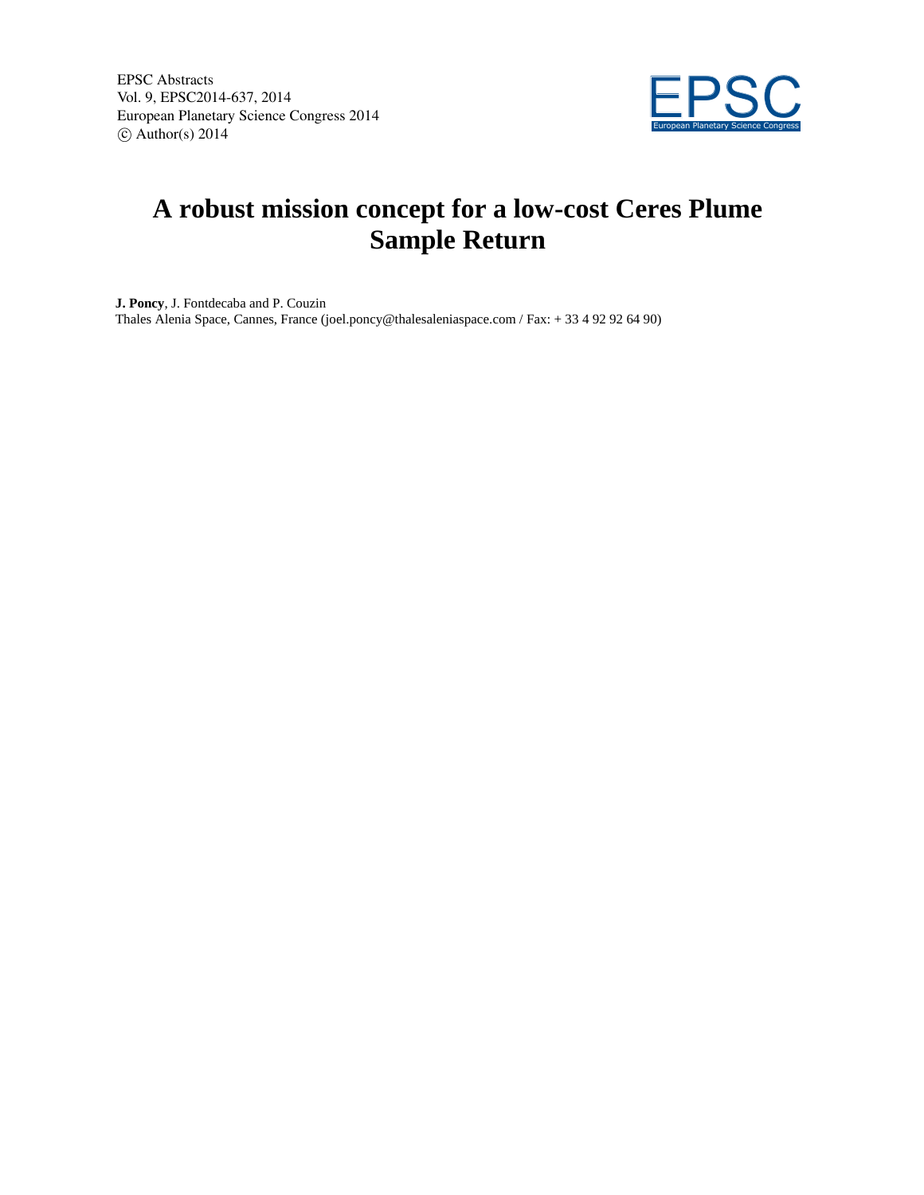# A robust mission concept for a low-cost Ceres Plume Sample Return

**J. Poncy**, J. Fontdecaba and P. Couzin

Thales Alenia Space, Cannes, France (joel.poncy@thalesaleniaspace.com / Fax: + 33 4 92 92 64 90)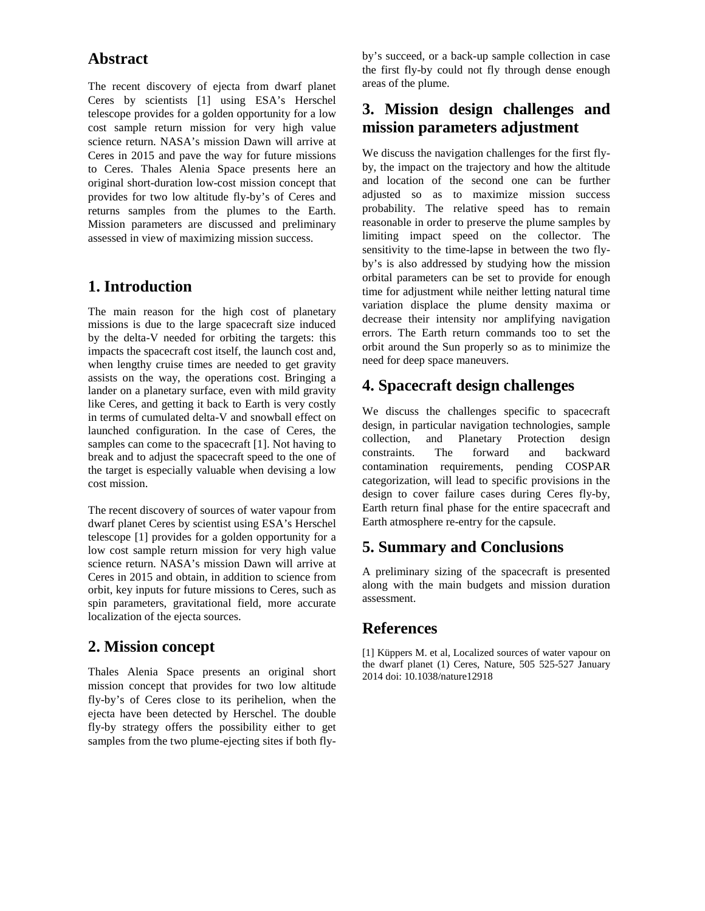## Abstract

The recent discovery of ejecta from dwarf planet Ceres by scientists [1] using ESA's Herschel telescope provides for a golden opportunity for a low cost sample return mission for very high value science return. NASA's mission Dawn will arrive at Ceres in 2015 and pave the way for future missions to Ceres. Thales Alenia Space presents here an original short-duration low-cost mission concept that provides for two low altitude fly-by's of Ceres and returns samples from the plumes to the Earth. Mission parameters are discussed and preliminary assessed in view of maximizing mission success.

## 1. Introduction

The main reason for the high cost of planetary missions is due to the large spacecraft size induced by the delta-V needed for orbiting the targets: this impacts the spacecraft cost itself, the launch cost and, when lengthy cruise times are needed to get gravity assists on the way, the operations cost. Bringing a lander on a planetary surface, even with mild gravity like Ceres, and getting it back to Earth is very costly in terms of cumulated delta-V and snowball effect on launched configuration. In the case of Ceres, the samples can come to the spacecraft [1]. Not having to break and to adjust the spacecraft speed to the one of the target is especially valuable when devising a low cost mission.

The recent discovery of sources of water vapour from dwarf planet Ceres by scientist using ESA's Herschel telescope [1] provides for a golden opportunity for a low cost sample return mission for very high value science return. NASA's mission Dawn will arrive at Ceres in 2015 and obtain, in addition to science from orbit, key inputs for future missions to Ceres, such as spin parameters, gravitational field, more accurate localization of the ejecta sources.

## 2. Mission concept

Thales Alenia Space presents an original short mission concept that provides for two low altitude fly-by's of Ceres close to its perihelion, when the ejecta have been detected by Herschel. The double fly-by strategy offers the possibility either to get samples from the two plume-ejecting sites if both fly-by's succeed, or a back-up sample collection in case the first fly-by could not fly through dense enough areas of the plume.

## 3. Mission design challenges and mission parameters adjustment

We discuss the navigation challenges for the first fly-by, the impact on the trajectory and how the altitude and location of the second one can be further adjusted so as to maximize mission success probability. The relative speed has to remain reasonable in order to preserve the plume samples by limiting impact speed on the collector. The sensitivity to the time-lapse in between the two fly-by's is also addressed by studying how the mission orbital parameters can be set to provide for enough time for adjustment while neither letting natural time variation displace the plume density maxima or decrease their intensity nor amplifying navigation errors. The Earth return commands too to set the orbit around the Sun properly so as to minimize the need for deep space maneuvers.

## 4. Spacecraft design challenges

We discuss the challenges specific to spacecraft design, in particular navigation technologies, sample collection, and Planetary Protection design constraints. The forward and backward contamination requirements, pending COSPAR categorization, will lead to specific provisions in the design to cover failure cases during Ceres fly-by, Earth return final phase for the entire spacecraft and Earth atmosphere re-entry for the capsule.

## 5. Summary and Conclusions

A preliminary sizing of the spacecraft is presented along with the main budgets and mission duration assessment.

## References

[1] Küppers M. et al, Localized sources of water vapour on the dwarf planet (1) Ceres, Nature, 505 525-527 January 2014 doi: 10.1038/nature12918